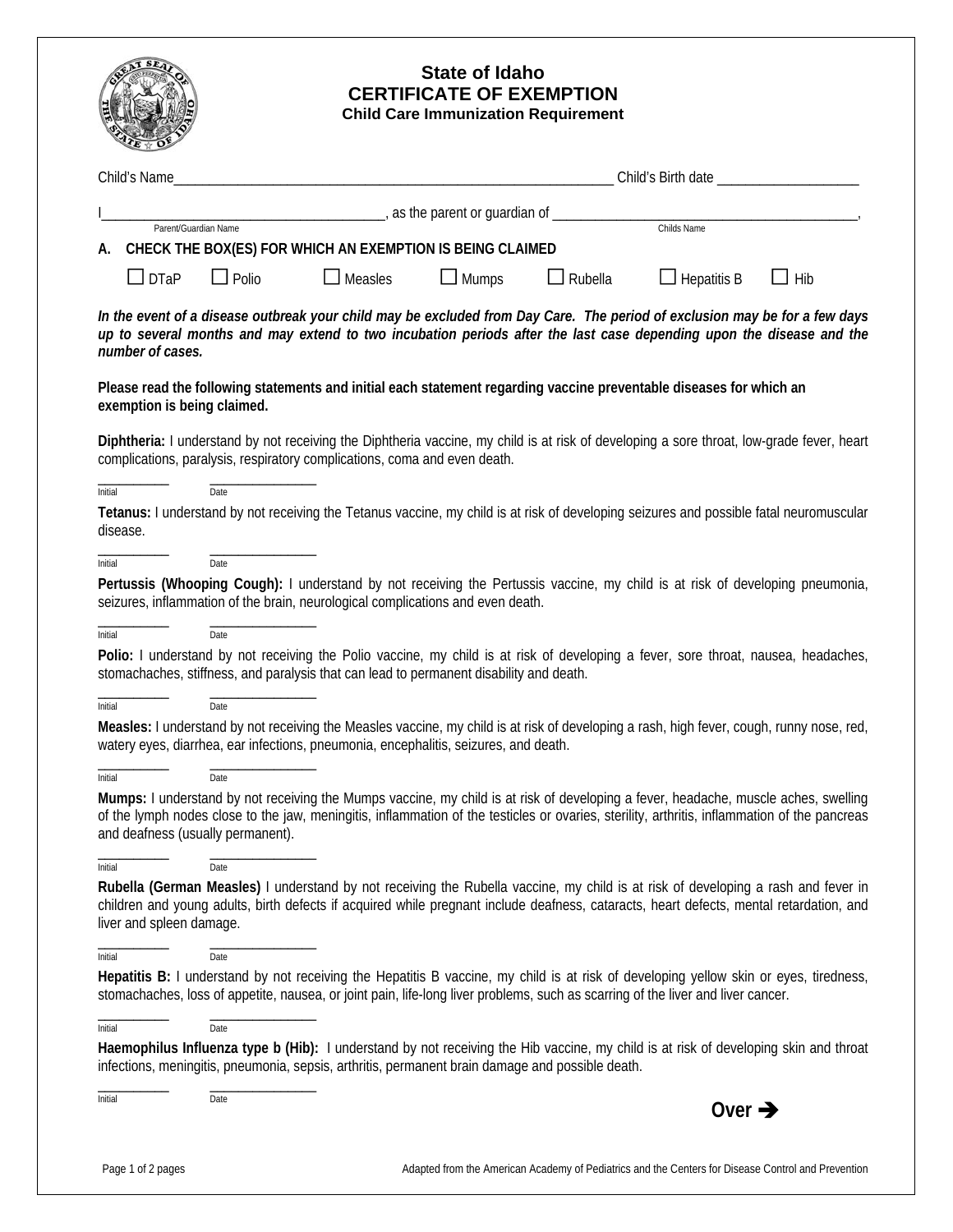# State of Idaho
## CERTIFICATE OF EXEMPTION
### Child Care Immunization Requirement

Child's Name_______________________________________________________________ Child's Birth date ____________________

I_________________________________________, as the parent or guardian of ____________________________________________,
Parent/Guardian Name Childs Name

**A. CHECK THE BOX(ES) FOR WHICH AN EXEMPTION IS BEING CLAIMED**

☐ DTaP ☐ Polio ☐ Measles ☐ Mumps ☐ Rubella ☐ Hepatitis B ☐ Hib

***In the event of a disease outbreak your child may be excluded from Day Care. The period of exclusion may be for a few days up to several months and may extend to two incubation periods after the last case depending upon the disease and the number of cases.***

**Please read the following statements and initial each statement regarding vaccine preventable diseases for which an exemption is being claimed.**

**Diphtheria:** I understand by not receiving the Diphtheria vaccine, my child is at risk of developing a sore throat, low-grade fever, heart complications, paralysis, respiratory complications, coma and even death.

__________ _______________
Initial Date

**Tetanus:** I understand by not receiving the Tetanus vaccine, my child is at risk of developing seizures and possible fatal neuromuscular disease.

__________ _______________
Initial Date

**Pertussis (Whooping Cough):** I understand by not receiving the Pertussis vaccine, my child is at risk of developing pneumonia, seizures, inflammation of the brain, neurological complications and even death.

__________ _______________
Initial Date

**Polio:** I understand by not receiving the Polio vaccine, my child is at risk of developing a fever, sore throat, nausea, headaches, stomachaches, stiffness, and paralysis that can lead to permanent disability and death.

__________ _______________
Initial Date

**Measles:** I understand by not receiving the Measles vaccine, my child is at risk of developing a rash, high fever, cough, runny nose, red, watery eyes, diarrhea, ear infections, pneumonia, encephalitis, seizures, and death.

__________ _______________
Initial Date

**Mumps:** I understand by not receiving the Mumps vaccine, my child is at risk of developing a fever, headache, muscle aches, swelling of the lymph nodes close to the jaw, meningitis, inflammation of the testicles or ovaries, sterility, arthritis, inflammation of the pancreas and deafness (usually permanent).

__________ _______________
Initial Date

**Rubella (German Measles)** I understand by not receiving the Rubella vaccine, my child is at risk of developing a rash and fever in children and young adults, birth defects if acquired while pregnant include deafness, cataracts, heart defects, mental retardation, and liver and spleen damage.

__________ _______________
Initial Date

**Hepatitis B:** I understand by not receiving the Hepatitis B vaccine, my child is at risk of developing yellow skin or eyes, tiredness, stomachaches, loss of appetite, nausea, or joint pain, life-long liver problems, such as scarring of the liver and liver cancer.

__________ _______________
Initial Date

**Haemophilus Influenza type b (Hib):** I understand by not receiving the Hib vaccine, my child is at risk of developing skin and throat infections, meningitis, pneumonia, sepsis, arthritis, permanent brain damage and possible death.

__________ _______________
Initial Date

**Over ➔**

Adapted from the American Academy of Pediatrics and the Centers for Disease Control and Prevention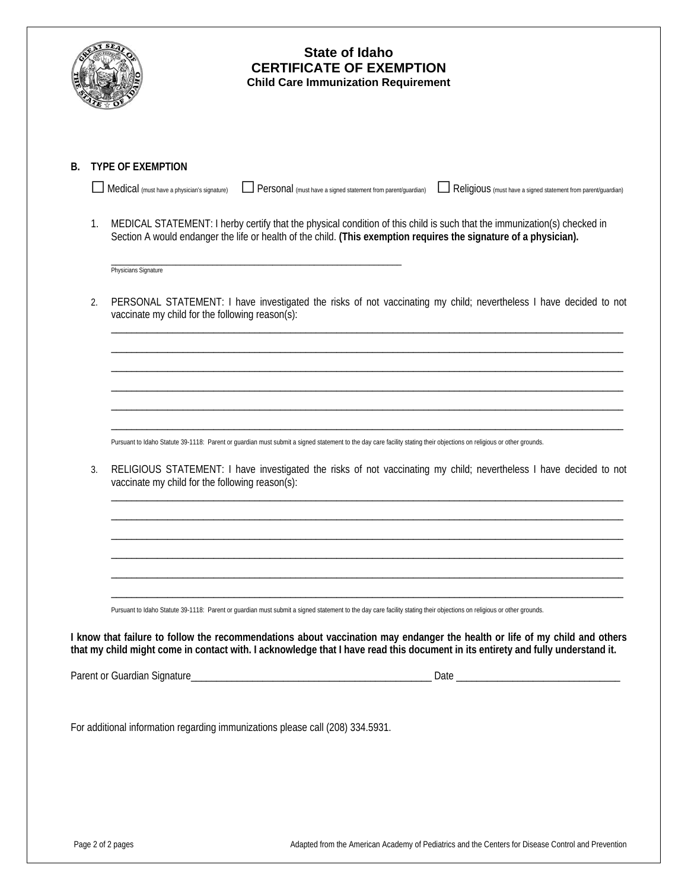# State of Idaho
## CERTIFICATE OF EXEMPTION
### Child Care Immunization Requirement

**B. TYPE OF EXEMPTION**

☐ Medical (must have a physician's signature) ☐ Personal (must have a signed statement from parent/guardian) ☐ Religious (must have a signed statement from parent/guardian)

1. MEDICAL STATEMENT: I herby certify that the physical condition of this child is such that the immunization(s) checked in Section A would endanger the life or health of the child. **(This exemption requires the signature of a physician).**

   ____________________________________________________________
   Physicians Signature

2. PERSONAL STATEMENT: I have investigated the risks of not vaccinating my child; nevertheless I have decided to not vaccinate my child for the following reason(s):

   ______________________________________________________________________________
   ______________________________________________________________________________
   ______________________________________________________________________________
   ______________________________________________________________________________
   ______________________________________________________________________________
   ______________________________________________________________________________

   Pursuant to Idaho Statute 39-1118: Parent or guardian must submit a signed statement to the day care facility stating their objections on religious or other grounds.

3. RELIGIOUS STATEMENT: I have investigated the risks of not vaccinating my child; nevertheless I have decided to not vaccinate my child for the following reason(s):

   ______________________________________________________________________________
   ______________________________________________________________________________
   ______________________________________________________________________________
   ______________________________________________________________________________
   ______________________________________________________________________________
   ______________________________________________________________________________

   Pursuant to Idaho Statute 39-1118: Parent or guardian must submit a signed statement to the day care facility stating their objections on religious or other grounds.

**I know that failure to follow the recommendations about vaccination may endanger the health or life of my child and others that my child might come in contact with. I acknowledge that I have read this document in its entirety and fully understand it.**

Parent or Guardian Signature__________________________________________ Date ______________________________

For additional information regarding immunizations please call (208) 334.5931.

Adapted from the American Academy of Pediatrics and the Centers for Disease Control and Prevention